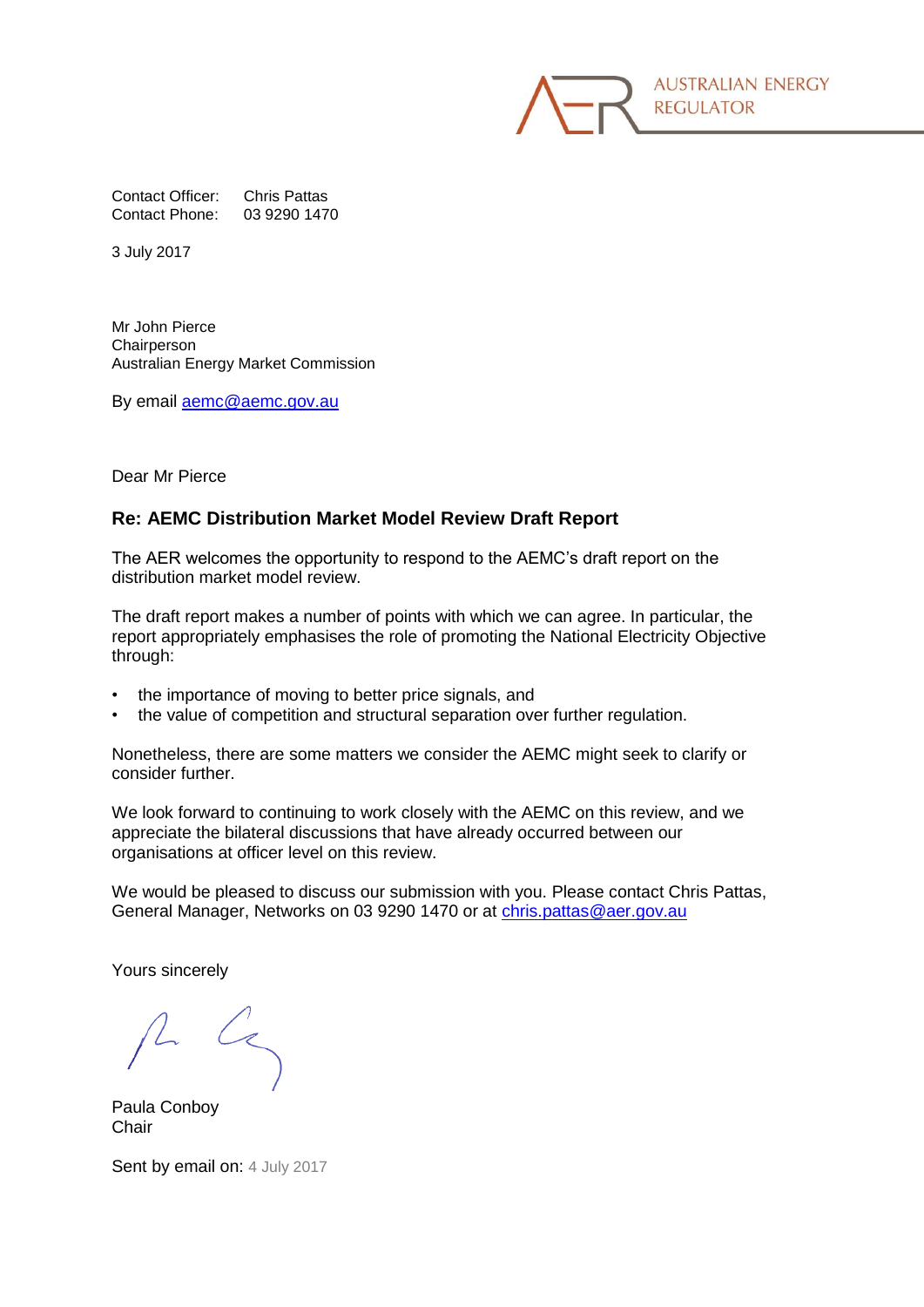AUSTRALIAN ENERGY REGULATOR

Contact Officer: Chris Pattas
Contact Phone: 03 9290 1470

3 July 2017

Mr John Pierce
Chairperson
Australian Energy Market Commission

By email aemc@aemc.gov.au

Dear Mr Pierce

**Re: AEMC Distribution Market Model Review Draft Report**

The AER welcomes the opportunity to respond to the AEMC's draft report on the distribution market model review.

The draft report makes a number of points with which we can agree. In particular, the report appropriately emphasises the role of promoting the National Electricity Objective through:

- the importance of moving to better price signals, and
- the value of competition and structural separation over further regulation.

Nonetheless, there are some matters we consider the AEMC might seek to clarify or consider further.

We look forward to continuing to work closely with the AEMC on this review, and we appreciate the bilateral discussions that have already occurred between our organisations at officer level on this review.

We would be pleased to discuss our submission with you. Please contact Chris Pattas, General Manager, Networks on 03 9290 1470 or at chris.pattas@aer.gov.au

Yours sincerely

Paula Conboy
Chair

Sent by email on: 4 July 2017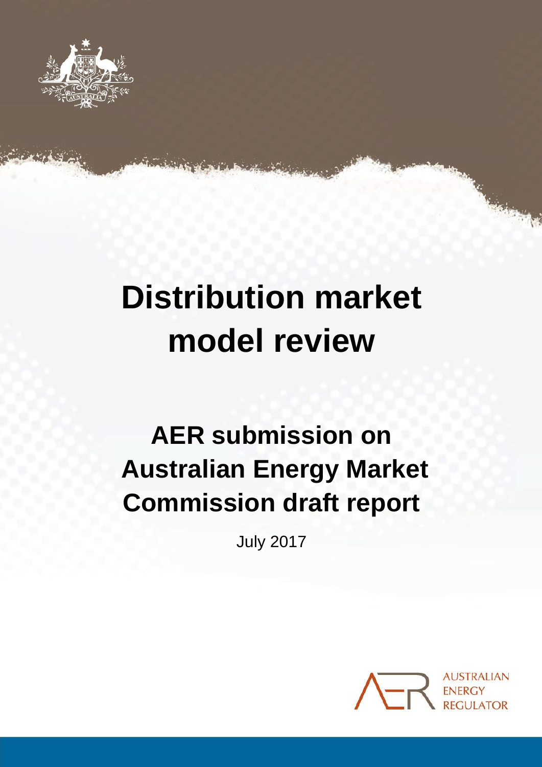# Distribution market model review

## AER submission on Australian Energy Market Commission draft report

July 2017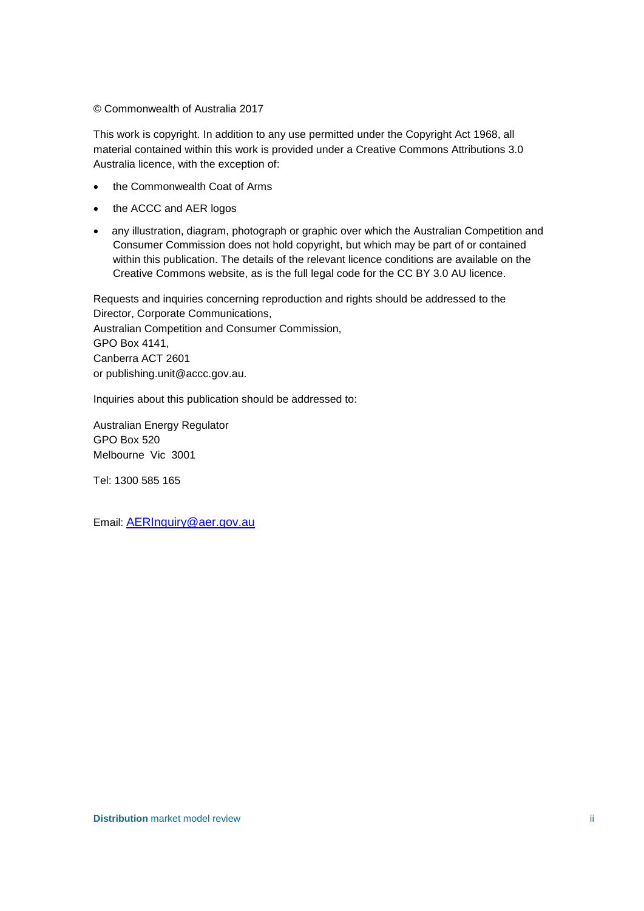© Commonwealth of Australia 2017

This work is copyright. In addition to any use permitted under the Copyright Act 1968, all material contained within this work is provided under a Creative Commons Attributions 3.0 Australia licence, with the exception of:

- the Commonwealth Coat of Arms
- the ACCC and AER logos
- any illustration, diagram, photograph or graphic over which the Australian Competition and Consumer Commission does not hold copyright, but which may be part of or contained within this publication. The details of the relevant licence conditions are available on the Creative Commons website, as is the full legal code for the CC BY 3.0 AU licence.

Requests and inquiries concerning reproduction and rights should be addressed to the Director, Corporate Communications,
Australian Competition and Consumer Commission,
GPO Box 4141,
Canberra ACT 2601
or publishing.unit@accc.gov.au.

Inquiries about this publication should be addressed to:

Australian Energy Regulator
GPO Box 520
Melbourne Vic 3001

Tel: 1300 585 165

Email: AERInquiry@aer.gov.au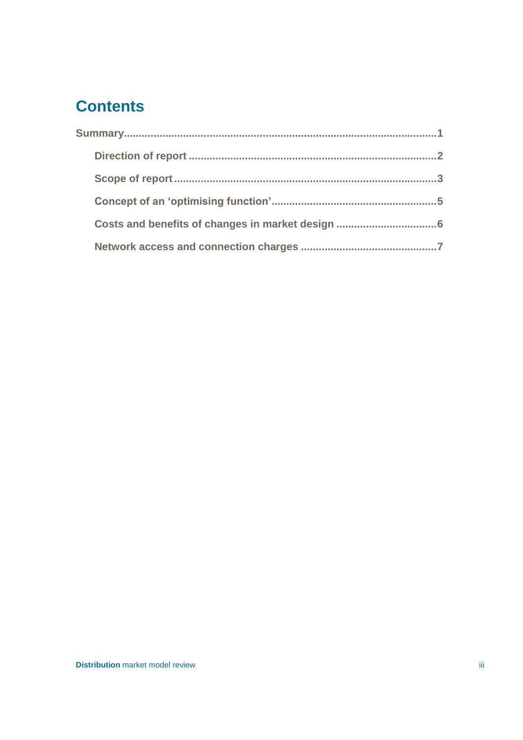# Contents

**Summary** ........................................................................................................ 1

- **Direction of report** .................................................................................. 2
- **Scope of report** ....................................................................................... 3
- **Concept of an 'optimising function'** ...................................................... 5
- **Costs and benefits of changes in market design** ................................. 6
- **Network access and connection charges** ............................................. 7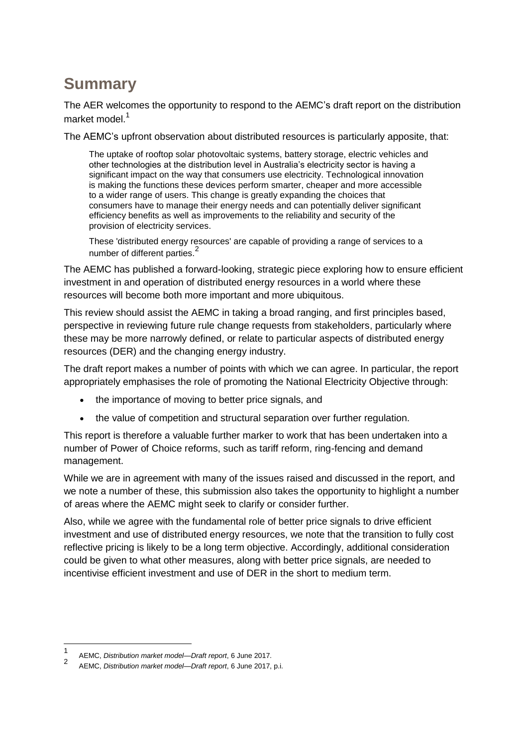# Summary

The AER welcomes the opportunity to respond to the AEMC's draft report on the distribution market model.[1]

The AEMC's upfront observation about distributed resources is particularly apposite, that:

> The uptake of rooftop solar photovoltaic systems, battery storage, electric vehicles and other technologies at the distribution level in Australia's electricity sector is having a significant impact on the way that consumers use electricity. Technological innovation is making the functions these devices perform smarter, cheaper and more accessible to a wider range of users. This change is greatly expanding the choices that consumers have to manage their energy needs and can potentially deliver significant efficiency benefits as well as improvements to the reliability and security of the provision of electricity services.
>
> These 'distributed energy resources' are capable of providing a range of services to a number of different parties.[2]

The AEMC has published a forward-looking, strategic piece exploring how to ensure efficient investment in and operation of distributed energy resources in a world where these resources will become both more important and more ubiquitous.

This review should assist the AEMC in taking a broad ranging, and first principles based, perspective in reviewing future rule change requests from stakeholders, particularly where these may be more narrowly defined, or relate to particular aspects of distributed energy resources (DER) and the changing energy industry.

The draft report makes a number of points with which we can agree. In particular, the report appropriately emphasises the role of promoting the National Electricity Objective through:

- the importance of moving to better price signals, and
- the value of competition and structural separation over further regulation.

This report is therefore a valuable further marker to work that has been undertaken into a number of Power of Choice reforms, such as tariff reform, ring-fencing and demand management.

While we are in agreement with many of the issues raised and discussed in the report, and we note a number of these, this submission also takes the opportunity to highlight a number of areas where the AEMC might seek to clarify or consider further.

Also, while we agree with the fundamental role of better price signals to drive efficient investment and use of distributed energy resources, we note that the transition to fully cost reflective pricing is likely to be a long term objective. Accordingly, additional consideration could be given to what other measures, along with better price signals, are needed to incentivise efficient investment and use of DER in the short to medium term.

---

[1] AEMC, *Distribution market model—Draft report*, 6 June 2017.

[2] AEMC, *Distribution market model—Draft report*, 6 June 2017, p.i.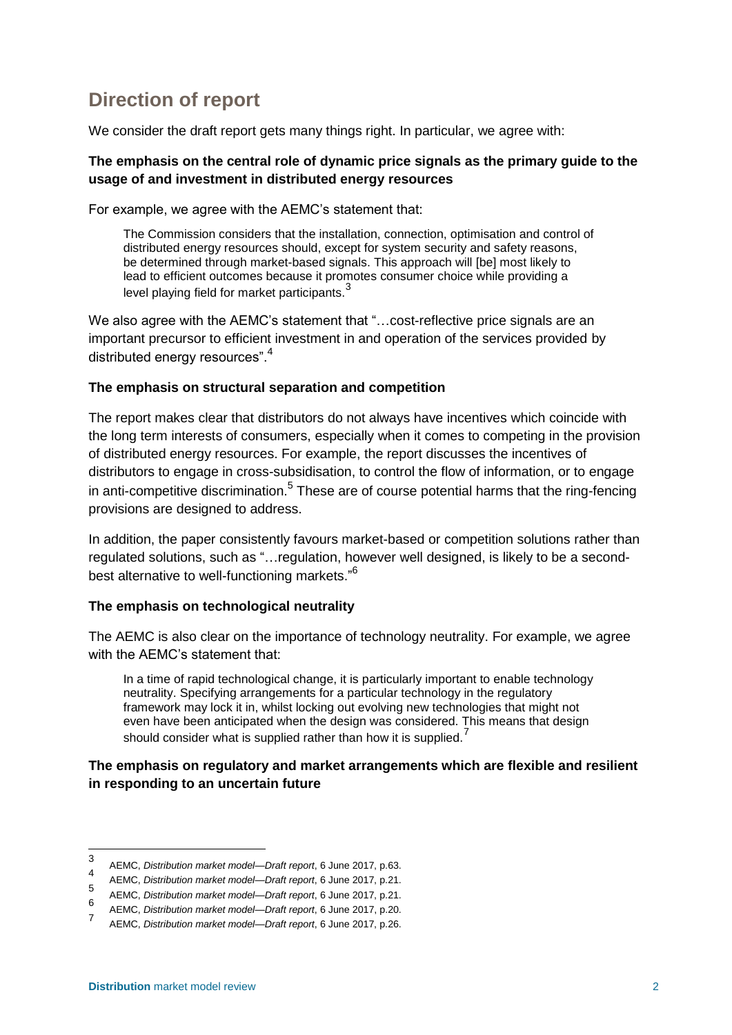## Direction of report

We consider the draft report gets many things right. In particular, we agree with:

**The emphasis on the central role of dynamic price signals as the primary guide to the usage of and investment in distributed energy resources**

For example, we agree with the AEMC's statement that:

> The Commission considers that the installation, connection, optimisation and control of distributed energy resources should, except for system security and safety reasons, be determined through market-based signals. This approach will [be] most likely to lead to efficient outcomes because it promotes consumer choice while providing a level playing field for market participants.[3]

We also agree with the AEMC's statement that "…cost-reflective price signals are an important precursor to efficient investment in and operation of the services provided by distributed energy resources".[4]

**The emphasis on structural separation and competition**

The report makes clear that distributors do not always have incentives which coincide with the long term interests of consumers, especially when it comes to competing in the provision of distributed energy resources. For example, the report discusses the incentives of distributors to engage in cross-subsidisation, to control the flow of information, or to engage in anti-competitive discrimination.[5] These are of course potential harms that the ring-fencing provisions are designed to address.

In addition, the paper consistently favours market-based or competition solutions rather than regulated solutions, such as "…regulation, however well designed, is likely to be a second-best alternative to well-functioning markets."[6]

**The emphasis on technological neutrality**

The AEMC is also clear on the importance of technology neutrality. For example, we agree with the AEMC's statement that:

> In a time of rapid technological change, it is particularly important to enable technology neutrality. Specifying arrangements for a particular technology in the regulatory framework may lock it in, whilst locking out evolving new technologies that might not even have been anticipated when the design was considered. This means that design should consider what is supplied rather than how it is supplied.[7]

**The emphasis on regulatory and market arrangements which are flexible and resilient in responding to an uncertain future**

---

[3] AEMC, *Distribution market model—Draft report*, 6 June 2017, p.63.

[4] AEMC, *Distribution market model—Draft report*, 6 June 2017, p.21.

[5] AEMC, *Distribution market model—Draft report*, 6 June 2017, p.21.

[6] AEMC, *Distribution market model—Draft report*, 6 June 2017, p.20.

[7] AEMC, *Distribution market model—Draft report*, 6 June 2017, p.26.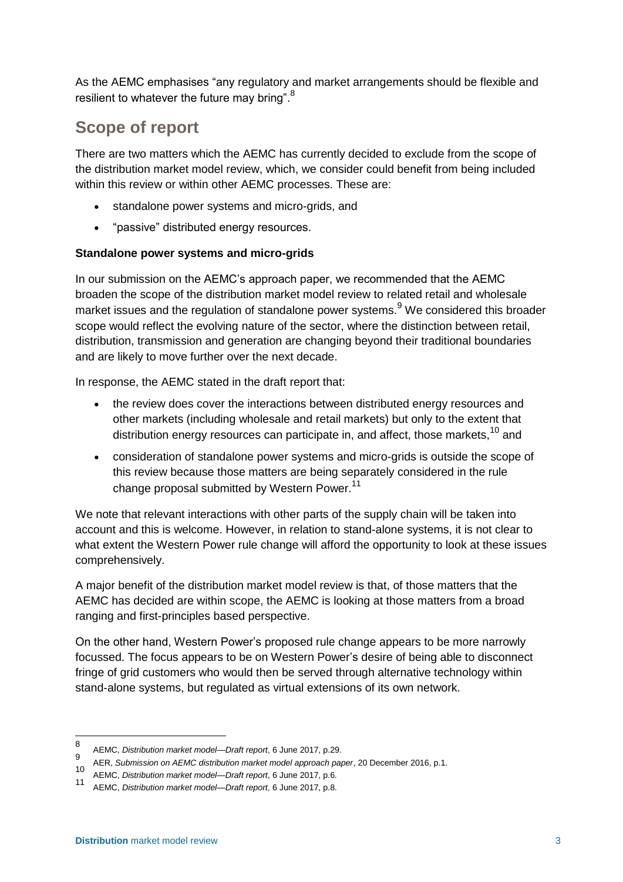As the AEMC emphasises "any regulatory and market arrangements should be flexible and resilient to whatever the future may bring".[8]

## Scope of report

There are two matters which the AEMC has currently decided to exclude from the scope of the distribution market model review, which, we consider could benefit from being included within this review or within other AEMC processes. These are:

- standalone power systems and micro-grids, and
- "passive" distributed energy resources.

**Standalone power systems and micro-grids**

In our submission on the AEMC's approach paper, we recommended that the AEMC broaden the scope of the distribution market model review to related retail and wholesale market issues and the regulation of standalone power systems.[9] We considered this broader scope would reflect the evolving nature of the sector, where the distinction between retail, distribution, transmission and generation are changing beyond their traditional boundaries and are likely to move further over the next decade.

In response, the AEMC stated in the draft report that:

- the review does cover the interactions between distributed energy resources and other markets (including wholesale and retail markets) but only to the extent that distribution energy resources can participate in, and affect, those markets,[10] and
- consideration of standalone power systems and micro-grids is outside the scope of this review because those matters are being separately considered in the rule change proposal submitted by Western Power.[11]

We note that relevant interactions with other parts of the supply chain will be taken into account and this is welcome. However, in relation to stand-alone systems, it is not clear to what extent the Western Power rule change will afford the opportunity to look at these issues comprehensively.

A major benefit of the distribution market model review is that, of those matters that the AEMC has decided are within scope, the AEMC is looking at those matters from a broad ranging and first-principles based perspective.

On the other hand, Western Power's proposed rule change appears to be more narrowly focussed. The focus appears to be on Western Power's desire of being able to disconnect fringe of grid customers who would then be served through alternative technology within stand-alone systems, but regulated as virtual extensions of its own network.

---

[8] AEMC, *Distribution market model—Draft report*, 6 June 2017, p.29.

[9] AER, *Submission on AEMC distribution market model approach paper*, 20 December 2016, p.1.

[10] AEMC, *Distribution market model—Draft report*, 6 June 2017, p.6.

[11] AEMC, *Distribution market model—Draft report*, 6 June 2017, p.8.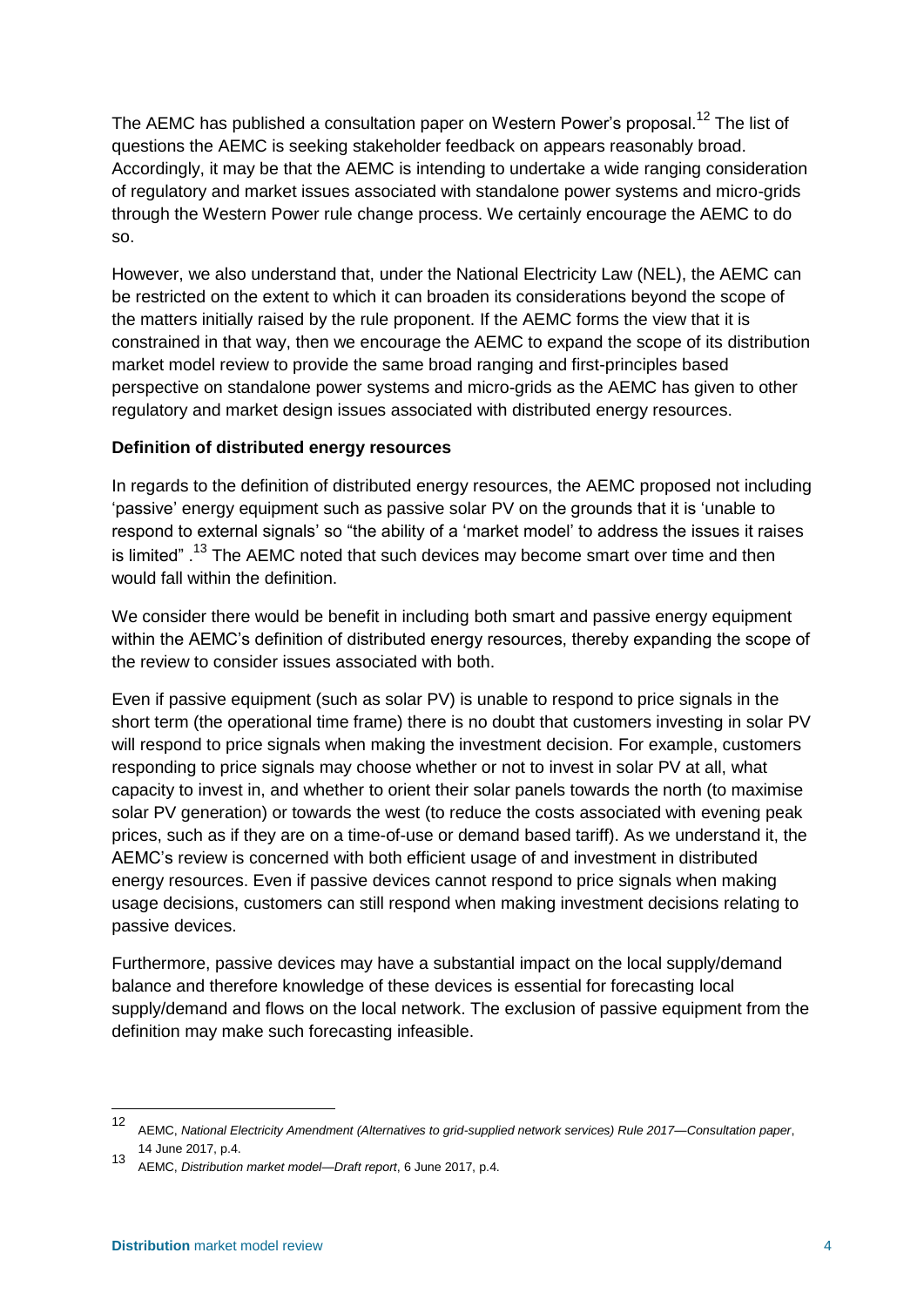The AEMC has published a consultation paper on Western Power's proposal.[12] The list of questions the AEMC is seeking stakeholder feedback on appears reasonably broad. Accordingly, it may be that the AEMC is intending to undertake a wide ranging consideration of regulatory and market issues associated with standalone power systems and micro-grids through the Western Power rule change process. We certainly encourage the AEMC to do so.

However, we also understand that, under the National Electricity Law (NEL), the AEMC can be restricted on the extent to which it can broaden its considerations beyond the scope of the matters initially raised by the rule proponent. If the AEMC forms the view that it is constrained in that way, then we encourage the AEMC to expand the scope of its distribution market model review to provide the same broad ranging and first-principles based perspective on standalone power systems and micro-grids as the AEMC has given to other regulatory and market design issues associated with distributed energy resources.

**Definition of distributed energy resources**

In regards to the definition of distributed energy resources, the AEMC proposed not including 'passive' energy equipment such as passive solar PV on the grounds that it is 'unable to respond to external signals' so "the ability of a 'market model' to address the issues it raises is limited" .[13] The AEMC noted that such devices may become smart over time and then would fall within the definition.

We consider there would be benefit in including both smart and passive energy equipment within the AEMC's definition of distributed energy resources, thereby expanding the scope of the review to consider issues associated with both.

Even if passive equipment (such as solar PV) is unable to respond to price signals in the short term (the operational time frame) there is no doubt that customers investing in solar PV will respond to price signals when making the investment decision. For example, customers responding to price signals may choose whether or not to invest in solar PV at all, what capacity to invest in, and whether to orient their solar panels towards the north (to maximise solar PV generation) or towards the west (to reduce the costs associated with evening peak prices, such as if they are on a time-of-use or demand based tariff). As we understand it, the AEMC's review is concerned with both efficient usage of and investment in distributed energy resources. Even if passive devices cannot respond to price signals when making usage decisions, customers can still respond when making investment decisions relating to passive devices.

Furthermore, passive devices may have a substantial impact on the local supply/demand balance and therefore knowledge of these devices is essential for forecasting local supply/demand and flows on the local network. The exclusion of passive equipment from the definition may make such forecasting infeasible.

---

[12] AEMC, *National Electricity Amendment (Alternatives to grid-supplied network services) Rule 2017—Consultation paper*, 14 June 2017, p.4.

[13] AEMC, *Distribution market model—Draft report*, 6 June 2017, p.4.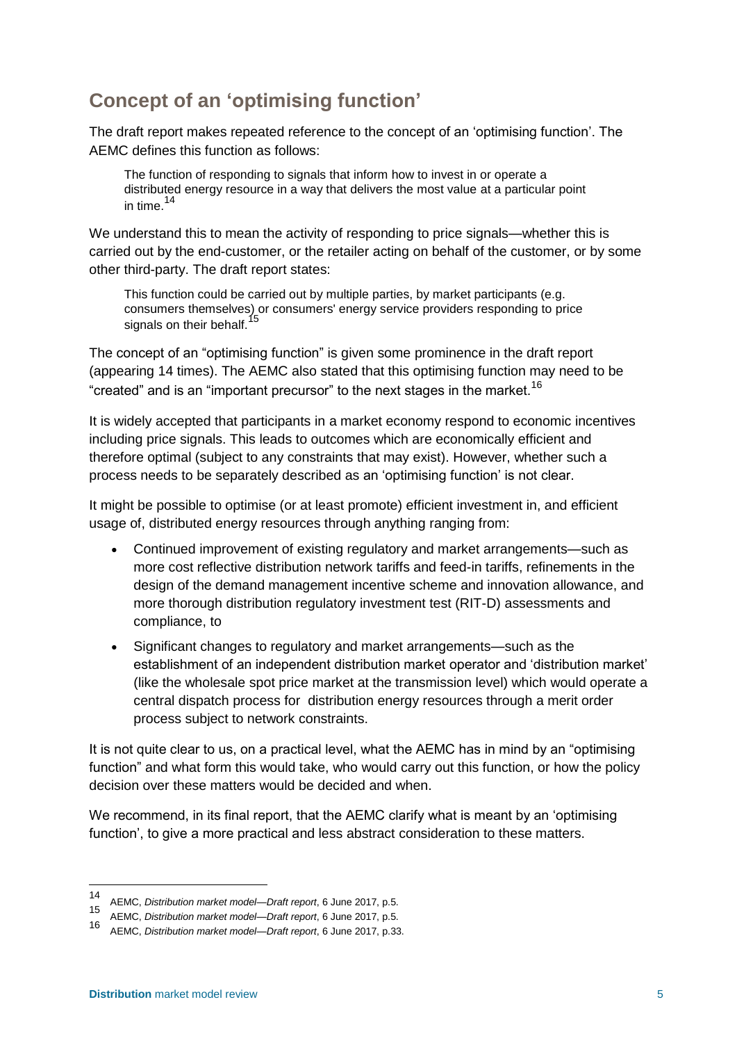## Concept of an 'optimising function'

The draft report makes repeated reference to the concept of an 'optimising function'. The AEMC defines this function as follows:

> The function of responding to signals that inform how to invest in or operate a distributed energy resource in a way that delivers the most value at a particular point in time.[14]

We understand this to mean the activity of responding to price signals—whether this is carried out by the end-customer, or the retailer acting on behalf of the customer, or by some other third-party. The draft report states:

> This function could be carried out by multiple parties, by market participants (e.g. consumers themselves) or consumers' energy service providers responding to price signals on their behalf.[15]

The concept of an "optimising function" is given some prominence in the draft report (appearing 14 times). The AEMC also stated that this optimising function may need to be "created" and is an "important precursor" to the next stages in the market.[16]

It is widely accepted that participants in a market economy respond to economic incentives including price signals. This leads to outcomes which are economically efficient and therefore optimal (subject to any constraints that may exist). However, whether such a process needs to be separately described as an 'optimising function' is not clear.

It might be possible to optimise (or at least promote) efficient investment in, and efficient usage of, distributed energy resources through anything ranging from:

- Continued improvement of existing regulatory and market arrangements—such as more cost reflective distribution network tariffs and feed-in tariffs, refinements in the design of the demand management incentive scheme and innovation allowance, and more thorough distribution regulatory investment test (RIT-D) assessments and compliance, to
- Significant changes to regulatory and market arrangements—such as the establishment of an independent distribution market operator and 'distribution market' (like the wholesale spot price market at the transmission level) which would operate a central dispatch process for distribution energy resources through a merit order process subject to network constraints.

It is not quite clear to us, on a practical level, what the AEMC has in mind by an "optimising function" and what form this would take, who would carry out this function, or how the policy decision over these matters would be decided and when.

We recommend, in its final report, that the AEMC clarify what is meant by an 'optimising function', to give a more practical and less abstract consideration to these matters.

---

[14] AEMC, *Distribution market model—Draft report*, 6 June 2017, p.5.

[15] AEMC, *Distribution market model—Draft report*, 6 June 2017, p.5.

[16] AEMC, *Distribution market model—Draft report*, 6 June 2017, p.33.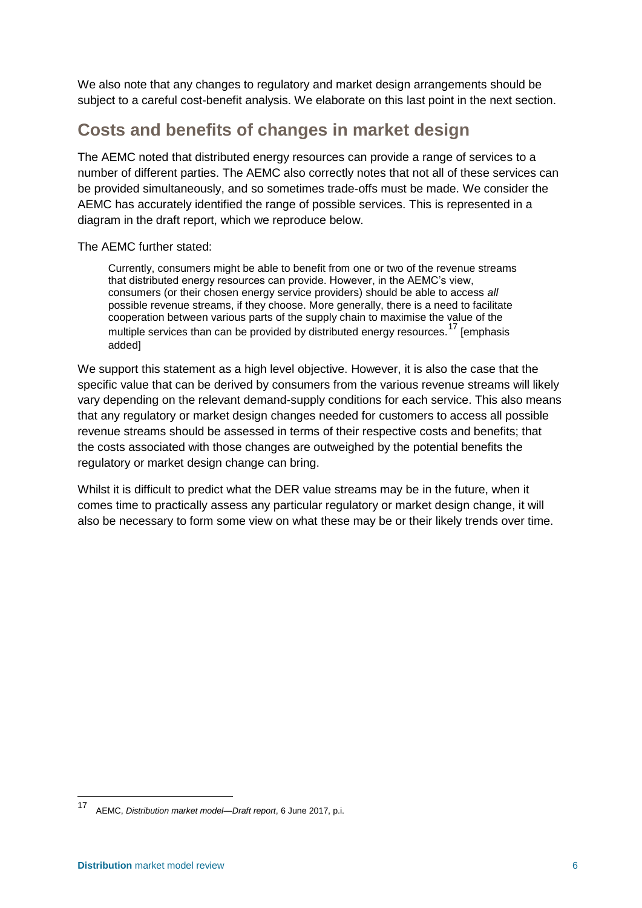We also note that any changes to regulatory and market design arrangements should be subject to a careful cost-benefit analysis. We elaborate on this last point in the next section.

## Costs and benefits of changes in market design

The AEMC noted that distributed energy resources can provide a range of services to a number of different parties. The AEMC also correctly notes that not all of these services can be provided simultaneously, and so sometimes trade-offs must be made. We consider the AEMC has accurately identified the range of possible services. This is represented in a diagram in the draft report, which we reproduce below.

The AEMC further stated:

> Currently, consumers might be able to benefit from one or two of the revenue streams that distributed energy resources can provide. However, in the AEMC's view, consumers (or their chosen energy service providers) should be able to access *all* possible revenue streams, if they choose. More generally, there is a need to facilitate cooperation between various parts of the supply chain to maximise the value of the multiple services than can be provided by distributed energy resources.[17] [emphasis added]

We support this statement as a high level objective. However, it is also the case that the specific value that can be derived by consumers from the various revenue streams will likely vary depending on the relevant demand-supply conditions for each service. This also means that any regulatory or market design changes needed for customers to access all possible revenue streams should be assessed in terms of their respective costs and benefits; that the costs associated with those changes are outweighed by the potential benefits the regulatory or market design change can bring.

Whilst it is difficult to predict what the DER value streams may be in the future, when it comes time to practically assess any particular regulatory or market design change, it will also be necessary to form some view on what these may be or their likely trends over time.

---

[17] AEMC, *Distribution market model—Draft report*, 6 June 2017, p.i.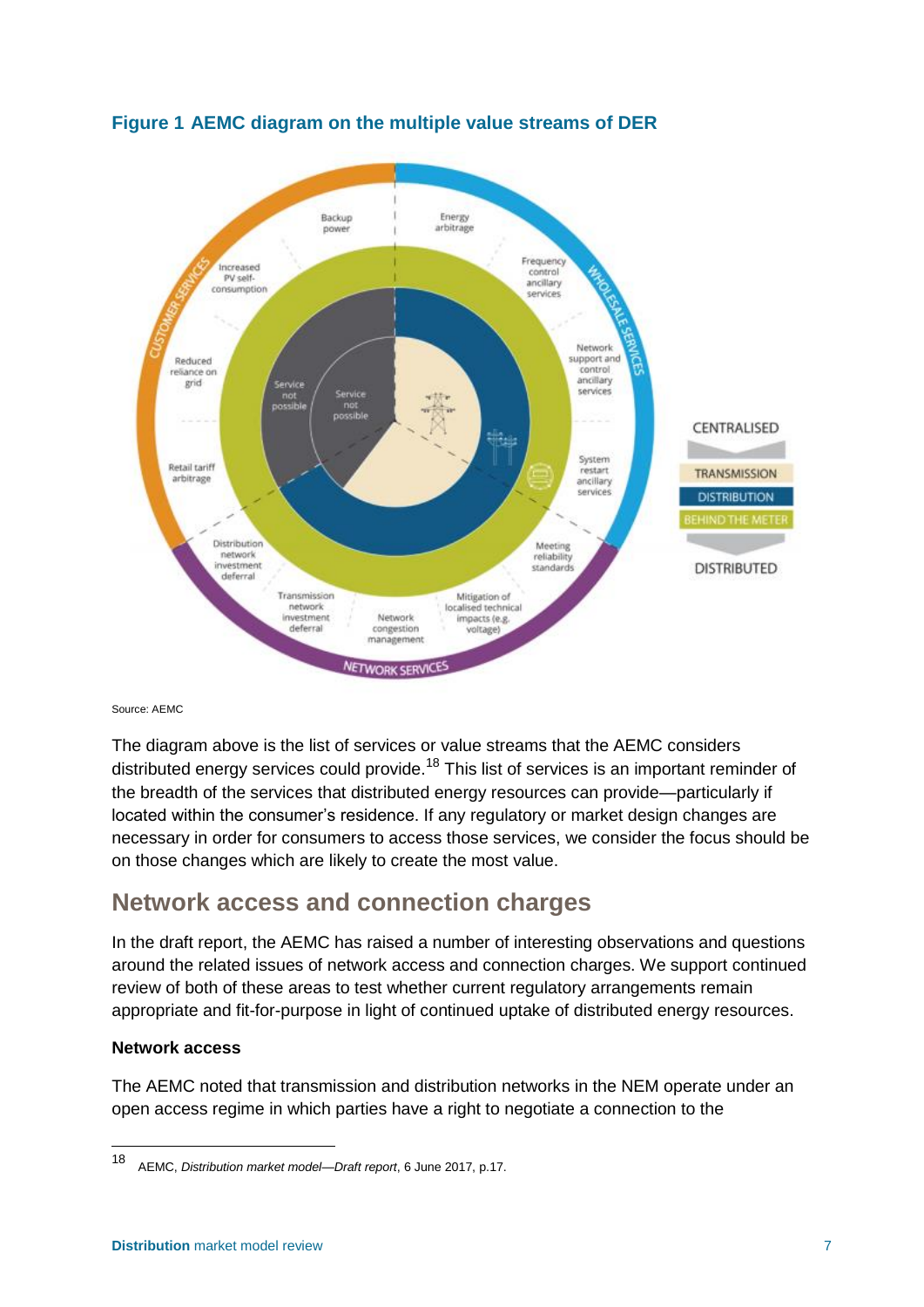**Figure 1 AEMC diagram on the multiple value streams of DER**

Source: AEMC

The diagram above is the list of services or value streams that the AEMC considers distributed energy services could provide.[18] This list of services is an important reminder of the breadth of the services that distributed energy resources can provide—particularly if located within the consumer's residence. If any regulatory or market design changes are necessary in order for consumers to access those services, we consider the focus should be on those changes which are likely to create the most value.

## Network access and connection charges

In the draft report, the AEMC has raised a number of interesting observations and questions around the related issues of network access and connection charges. We support continued review of both of these areas to test whether current regulatory arrangements remain appropriate and fit-for-purpose in light of continued uptake of distributed energy resources.

**Network access**

The AEMC noted that transmission and distribution networks in the NEM operate under an open access regime in which parties have a right to negotiate a connection to the

---

18 AEMC, *Distribution market model—Draft report*, 6 June 2017, p.17.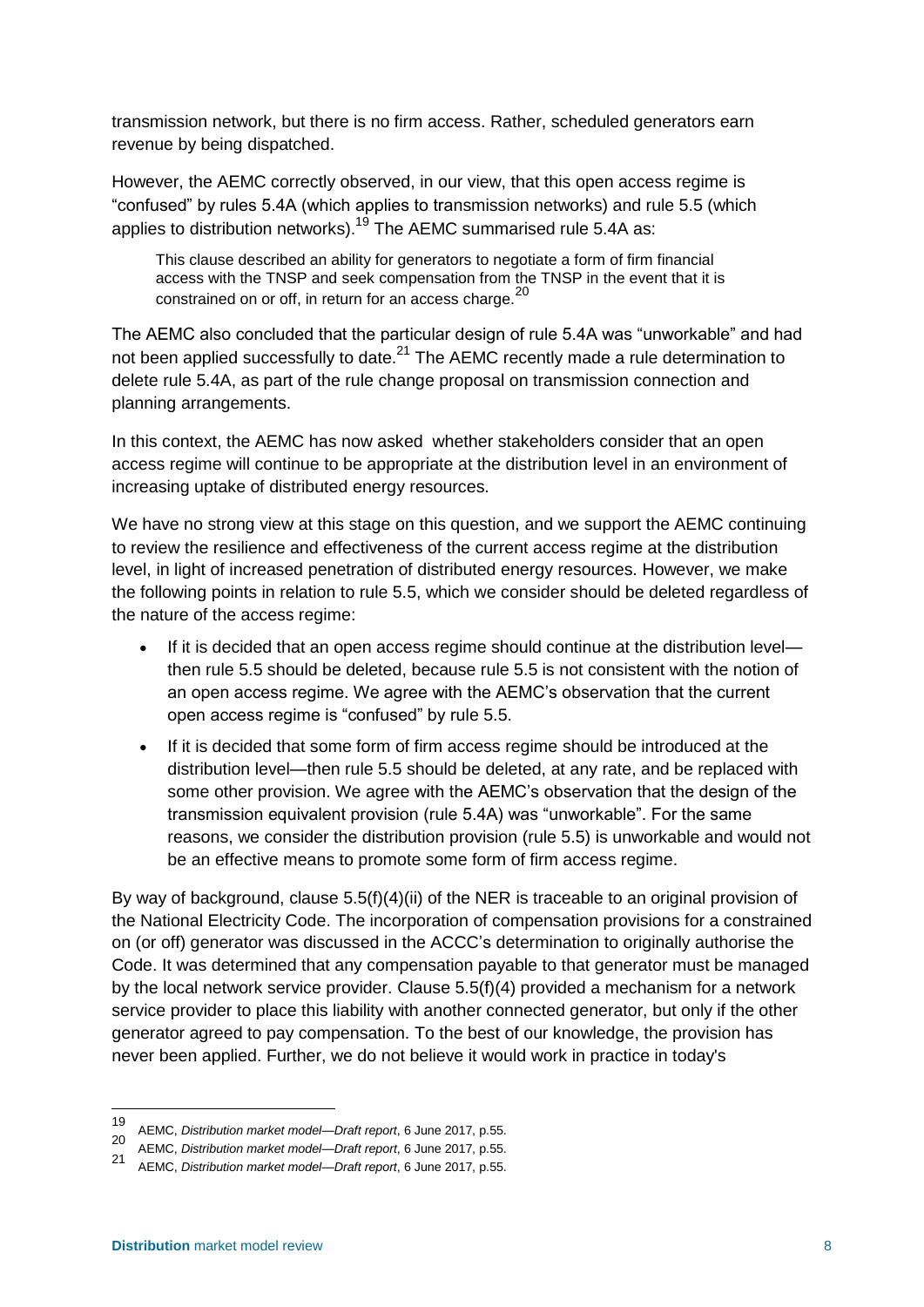transmission network, but there is no firm access. Rather, scheduled generators earn revenue by being dispatched.

However, the AEMC correctly observed, in our view, that this open access regime is "confused" by rules 5.4A (which applies to transmission networks) and rule 5.5 (which applies to distribution networks).[19] The AEMC summarised rule 5.4A as:

> This clause described an ability for generators to negotiate a form of firm financial access with the TNSP and seek compensation from the TNSP in the event that it is constrained on or off, in return for an access charge.[20]

The AEMC also concluded that the particular design of rule 5.4A was "unworkable" and had not been applied successfully to date.[21] The AEMC recently made a rule determination to delete rule 5.4A, as part of the rule change proposal on transmission connection and planning arrangements.

In this context, the AEMC has now asked whether stakeholders consider that an open access regime will continue to be appropriate at the distribution level in an environment of increasing uptake of distributed energy resources.

We have no strong view at this stage on this question, and we support the AEMC continuing to review the resilience and effectiveness of the current access regime at the distribution level, in light of increased penetration of distributed energy resources. However, we make the following points in relation to rule 5.5, which we consider should be deleted regardless of the nature of the access regime:

- If it is decided that an open access regime should continue at the distribution level—then rule 5.5 should be deleted, because rule 5.5 is not consistent with the notion of an open access regime. We agree with the AEMC's observation that the current open access regime is "confused" by rule 5.5.
- If it is decided that some form of firm access regime should be introduced at the distribution level—then rule 5.5 should be deleted, at any rate, and be replaced with some other provision. We agree with the AEMC's observation that the design of the transmission equivalent provision (rule 5.4A) was "unworkable". For the same reasons, we consider the distribution provision (rule 5.5) is unworkable and would not be an effective means to promote some form of firm access regime.

By way of background, clause 5.5(f)(4)(ii) of the NER is traceable to an original provision of the National Electricity Code. The incorporation of compensation provisions for a constrained on (or off) generator was discussed in the ACCC's determination to originally authorise the Code. It was determined that any compensation payable to that generator must be managed by the local network service provider. Clause 5.5(f)(4) provided a mechanism for a network service provider to place this liability with another connected generator, but only if the other generator agreed to pay compensation. To the best of our knowledge, the provision has never been applied. Further, we do not believe it would work in practice in today's

---

[19] AEMC, *Distribution market model—Draft report*, 6 June 2017, p.55.

[20] AEMC, *Distribution market model—Draft report*, 6 June 2017, p.55.

[21] AEMC, *Distribution market model—Draft report*, 6 June 2017, p.55.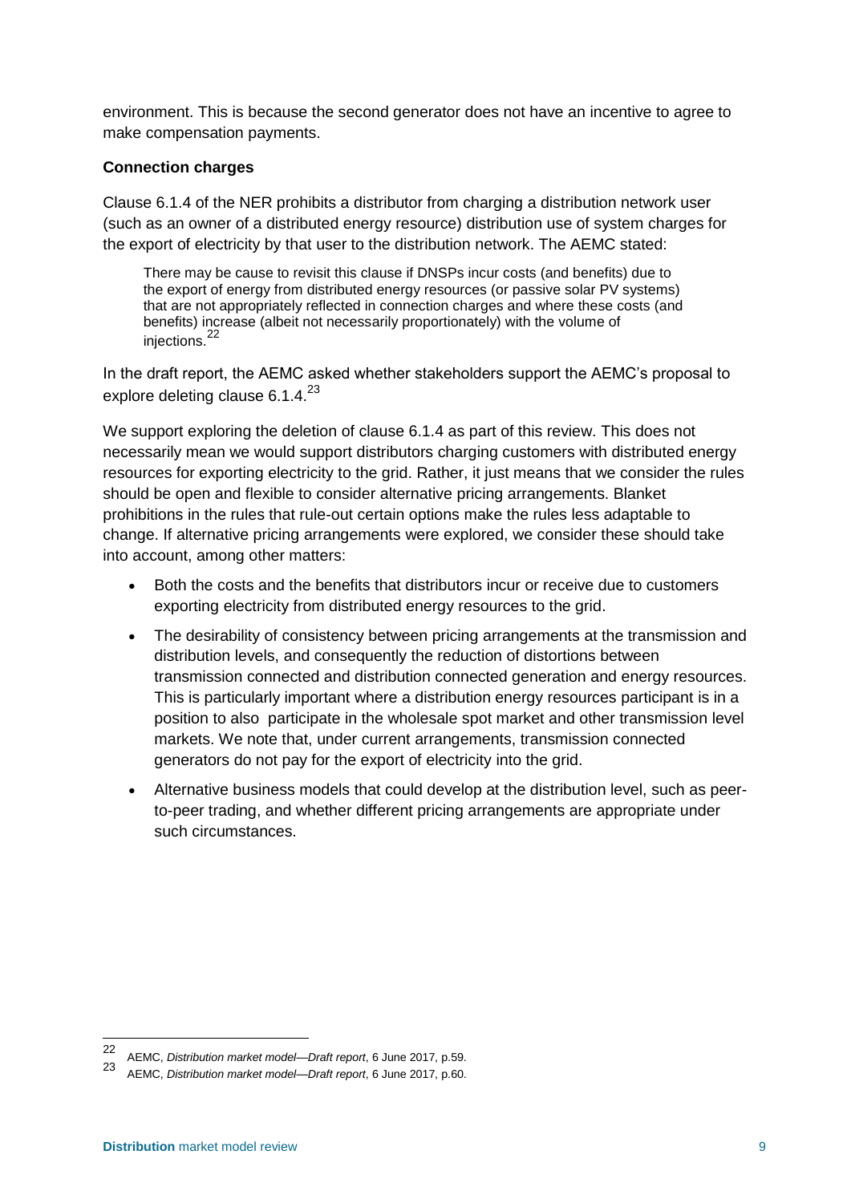environment. This is because the second generator does not have an incentive to agree to make compensation payments.

**Connection charges**

Clause 6.1.4 of the NER prohibits a distributor from charging a distribution network user (such as an owner of a distributed energy resource) distribution use of system charges for the export of electricity by that user to the distribution network. The AEMC stated:

> There may be cause to revisit this clause if DNSPs incur costs (and benefits) due to the export of energy from distributed energy resources (or passive solar PV systems) that are not appropriately reflected in connection charges and where these costs (and benefits) increase (albeit not necessarily proportionately) with the volume of injections.[22]

In the draft report, the AEMC asked whether stakeholders support the AEMC's proposal to explore deleting clause 6.1.4.[23]

We support exploring the deletion of clause 6.1.4 as part of this review. This does not necessarily mean we would support distributors charging customers with distributed energy resources for exporting electricity to the grid. Rather, it just means that we consider the rules should be open and flexible to consider alternative pricing arrangements. Blanket prohibitions in the rules that rule-out certain options make the rules less adaptable to change. If alternative pricing arrangements were explored, we consider these should take into account, among other matters:

- Both the costs and the benefits that distributors incur or receive due to customers exporting electricity from distributed energy resources to the grid.
- The desirability of consistency between pricing arrangements at the transmission and distribution levels, and consequently the reduction of distortions between transmission connected and distribution connected generation and energy resources. This is particularly important where a distribution energy resources participant is in a position to also participate in the wholesale spot market and other transmission level markets. We note that, under current arrangements, transmission connected generators do not pay for the export of electricity into the grid.
- Alternative business models that could develop at the distribution level, such as peer-to-peer trading, and whether different pricing arrangements are appropriate under such circumstances.

---

[22] AEMC, *Distribution market model—Draft report*, 6 June 2017, p.59.

[23] AEMC, *Distribution market model—Draft report*, 6 June 2017, p.60.